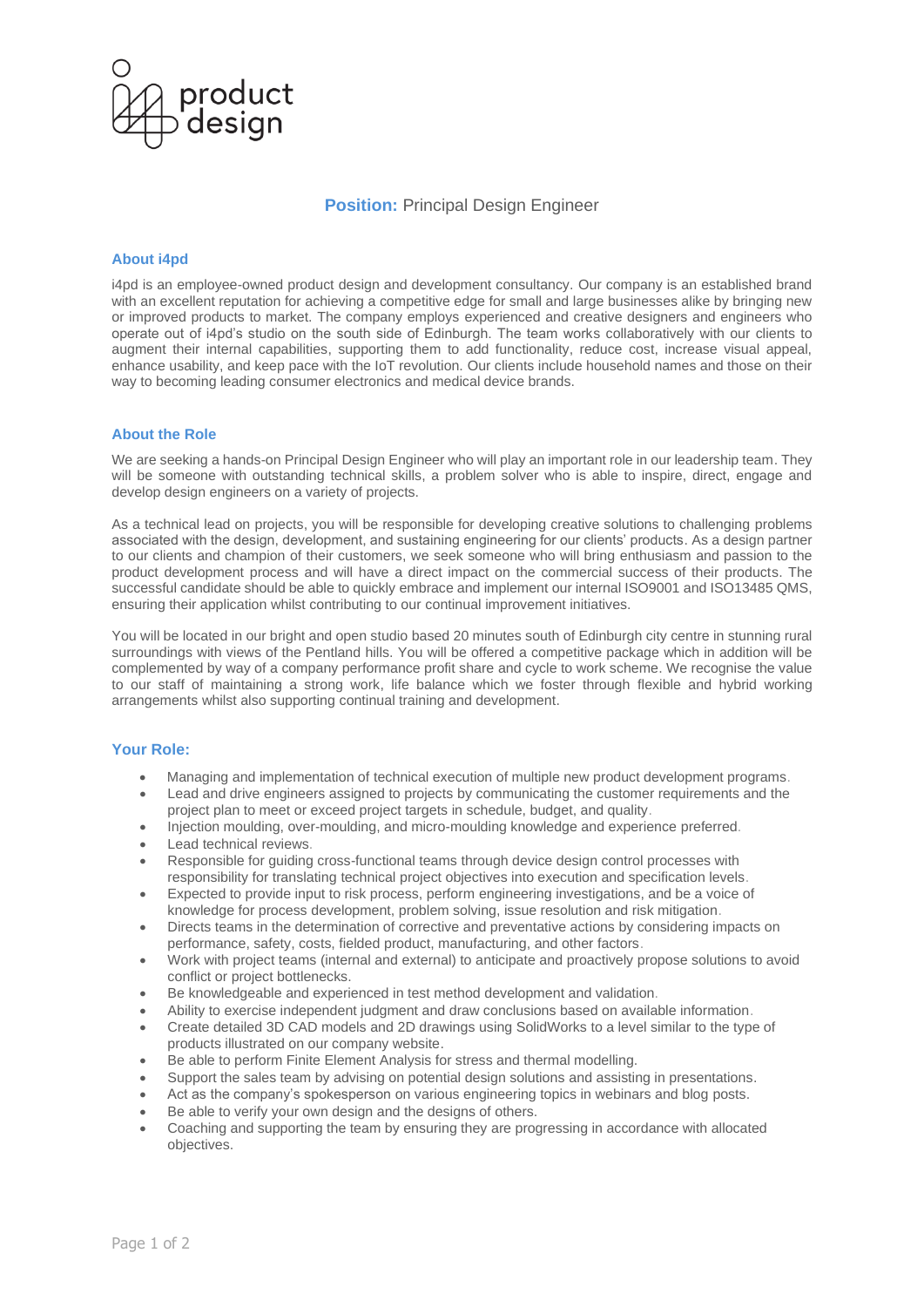product design

**Position:** Principal Design Engineer

### About i4pd

i4pd is an employee-owned product design and development consultancy. Our company is an established brand with an excellent reputation for achieving a competitive edge for small and large businesses alike by bringing new or improved products to market. The company employs experienced and creative designers and engineers who operate out of i4pd's studio on the south side of Edinburgh. The team works collaboratively with our clients to augment their internal capabilities, supporting them to add functionality, reduce cost, increase visual appeal, enhance usability, and keep pace with the IoT revolution. Our clients include household names and those on their way to becoming leading consumer electronics and medical device brands.

### About the Role

We are seeking a hands-on Principal Design Engineer who will play an important role in our leadership team. They will be someone with outstanding technical skills, a problem solver who is able to inspire, direct, engage and develop design engineers on a variety of projects.

As a technical lead on projects, you will be responsible for developing creative solutions to challenging problems associated with the design, development, and sustaining engineering for our clients' products. As a design partner to our clients and champion of their customers, we seek someone who will bring enthusiasm and passion to the product development process and will have a direct impact on the commercial success of their products. The successful candidate should be able to quickly embrace and implement our internal ISO9001 and ISO13485 QMS, ensuring their application whilst contributing to our continual improvement initiatives.

You will be located in our bright and open studio based 20 minutes south of Edinburgh city centre in stunning rural surroundings with views of the Pentland hills. You will be offered a competitive package which in addition will be complemented by way of a company performance profit share and cycle to work scheme. We recognise the value to our staff of maintaining a strong work, life balance which we foster through flexible and hybrid working arrangements whilst also supporting continual training and development.

### Your Role:

- Managing and implementation of technical execution of multiple new product development programs.
- Lead and drive engineers assigned to projects by communicating the customer requirements and the project plan to meet or exceed project targets in schedule, budget, and quality.
- Injection moulding, over-moulding, and micro-moulding knowledge and experience preferred.
- Lead technical reviews.
- Responsible for guiding cross-functional teams through device design control processes with responsibility for translating technical project objectives into execution and specification levels.
- Expected to provide input to risk process, perform engineering investigations, and be a voice of knowledge for process development, problem solving, issue resolution and risk mitigation.
- Directs teams in the determination of corrective and preventative actions by considering impacts on performance, safety, costs, fielded product, manufacturing, and other factors.
- Work with project teams (internal and external) to anticipate and proactively propose solutions to avoid conflict or project bottlenecks.
- Be knowledgeable and experienced in test method development and validation.
- Ability to exercise independent judgment and draw conclusions based on available information.
- Create detailed 3D CAD models and 2D drawings using SolidWorks to a level similar to the type of products illustrated on our company website.
- Be able to perform Finite Element Analysis for stress and thermal modelling.
- Support the sales team by advising on potential design solutions and assisting in presentations.
- Act as the company's spokesperson on various engineering topics in webinars and blog posts.
- Be able to verify your own design and the designs of others.
- Coaching and supporting the team by ensuring they are progressing in accordance with allocated objectives.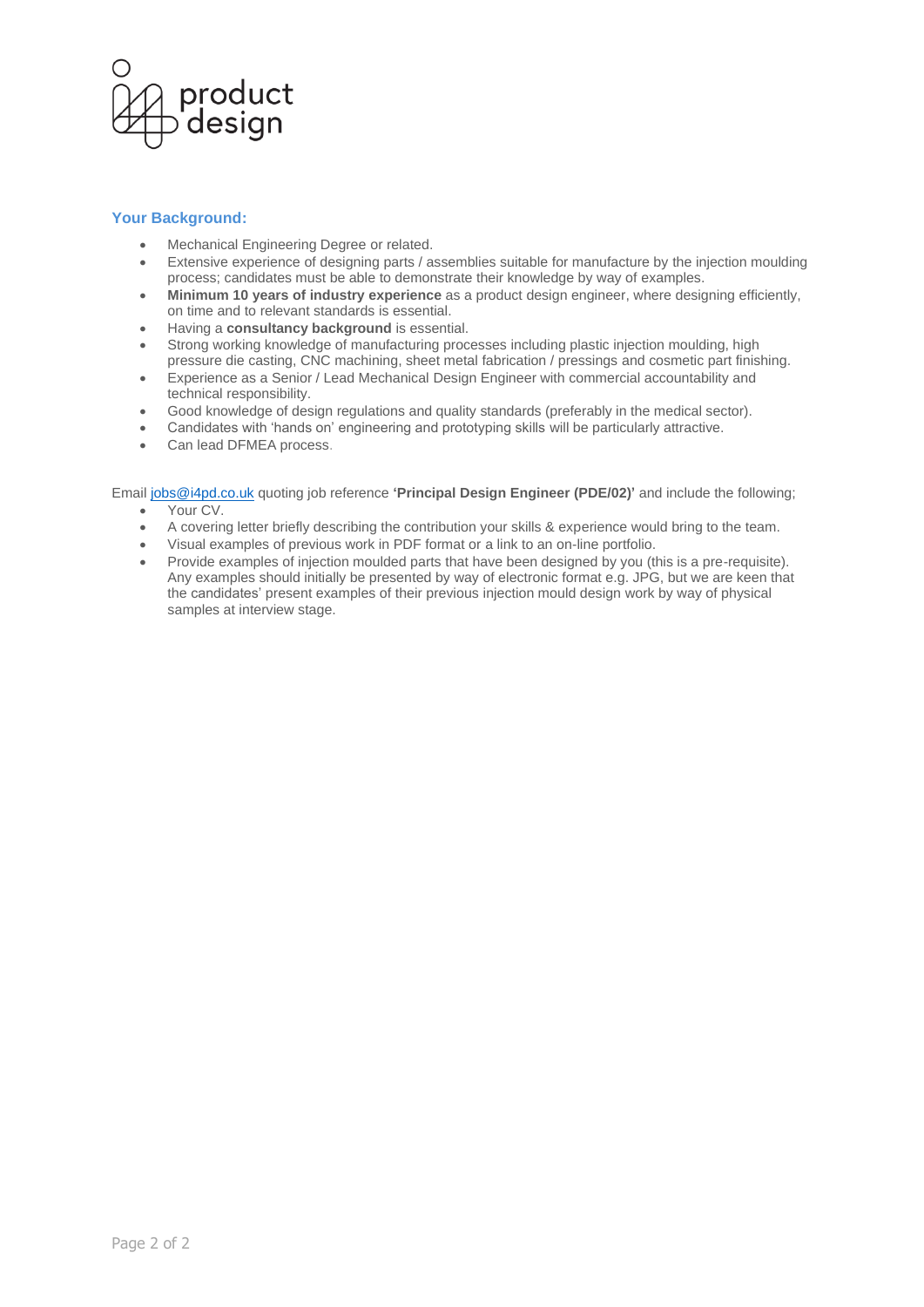### Your Background:

- Mechanical Engineering Degree or related.
- Extensive experience of designing parts / assemblies suitable for manufacture by the injection moulding process; candidates must be able to demonstrate their knowledge by way of examples.
- **Minimum 10 years of industry experience** as a product design engineer, where designing efficiently, on time and to relevant standards is essential.
- Having a **consultancy background** is essential.
- Strong working knowledge of manufacturing processes including plastic injection moulding, high pressure die casting, CNC machining, sheet metal fabrication / pressings and cosmetic part finishing.
- Experience as a Senior / Lead Mechanical Design Engineer with commercial accountability and technical responsibility.
- Good knowledge of design regulations and quality standards (preferably in the medical sector).
- Candidates with 'hands on' engineering and prototyping skills will be particularly attractive.
- Can lead DFMEA process.

Email jobs@i4pd.co.uk quoting job reference **'Principal Design Engineer (PDE/02)'** and include the following;

- Your CV.
- A covering letter briefly describing the contribution your skills & experience would bring to the team.
- Visual examples of previous work in PDF format or a link to an on-line portfolio.
- Provide examples of injection moulded parts that have been designed by you (this is a pre-requisite). Any examples should initially be presented by way of electronic format e.g. JPG, but we are keen that the candidates' present examples of their previous injection mould design work by way of physical samples at interview stage.